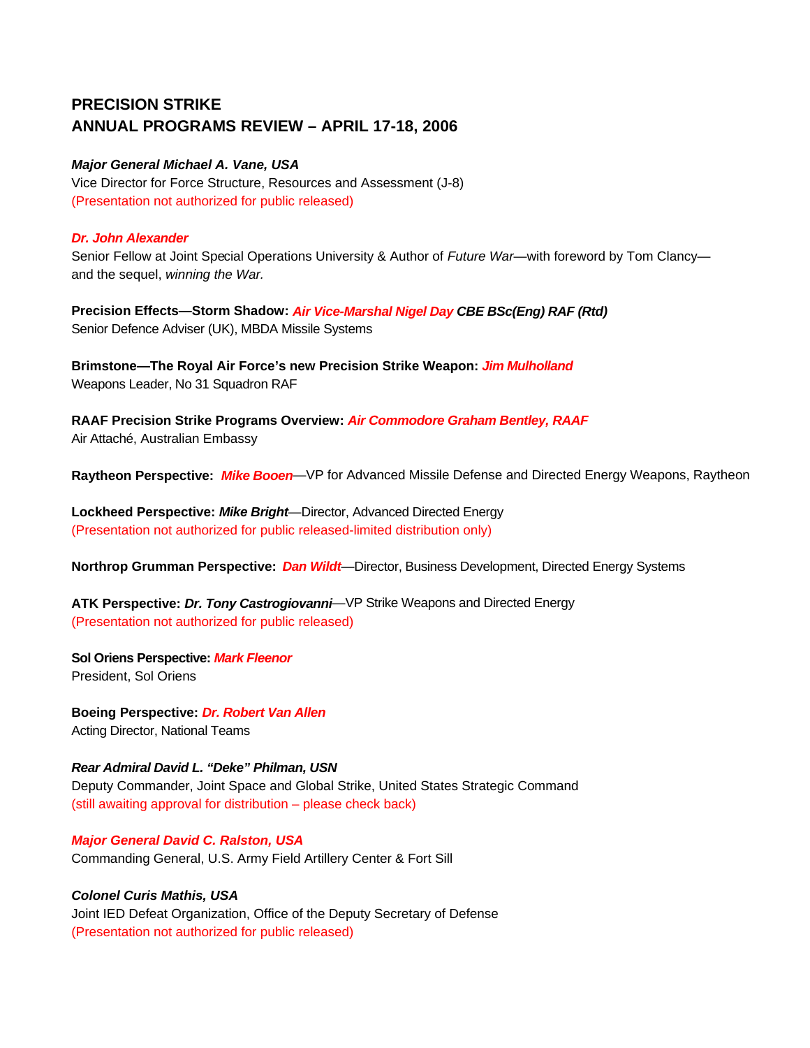## PRECISION STRIKE
## ANNUAL PROGRAMS REVIEW – APRIL 17-18, 2006

***Major General Michael A. Vane, USA***
Vice Director for Force Structure, Resources and Assessment (J-8)
(Presentation not authorized for public released)

***Dr. John Alexander***
Senior Fellow at Joint Special Operations University & Author of *Future War*—with foreword by Tom Clancy—and the sequel, *winning the War.*

**Precision Effects—Storm Shadow:** ***Air Vice-Marshal Nigel Day CBE BSc(Eng) RAF (Rtd)***
Senior Defence Adviser (UK), MBDA Missile Systems

**Brimstone—The Royal Air Force's new Precision Strike Weapon:** ***Jim Mulholland***
Weapons Leader, No 31 Squadron RAF

**RAAF Precision Strike Programs Overview:** ***Air Commodore Graham Bentley, RAAF***
Air Attaché, Australian Embassy

**Raytheon Perspective:** ***Mike Booen***—VP for Advanced Missile Defense and Directed Energy Weapons, Raytheon

**Lockheed Perspective:** ***Mike Bright***—Director, Advanced Directed Energy
(Presentation not authorized for public released-limited distribution only)

**Northrop Grumman Perspective:** ***Dan Wildt***—Director, Business Development, Directed Energy Systems

**ATK Perspective:** ***Dr. Tony Castrogiovanni***—VP Strike Weapons and Directed Energy
(Presentation not authorized for public released)

**Sol Oriens Perspective:** ***Mark Fleenor***
President, Sol Oriens

**Boeing Perspective:** ***Dr. Robert Van Allen***
Acting Director, National Teams

***Rear Admiral David L. "Deke" Philman, USN***
Deputy Commander, Joint Space and Global Strike, United States Strategic Command
(still awaiting approval for distribution – please check back)

***Major General David C. Ralston, USA***
Commanding General, U.S. Army Field Artillery Center & Fort Sill

***Colonel Curis Mathis, USA***
Joint IED Defeat Organization, Office of the Deputy Secretary of Defense
(Presentation not authorized for public released)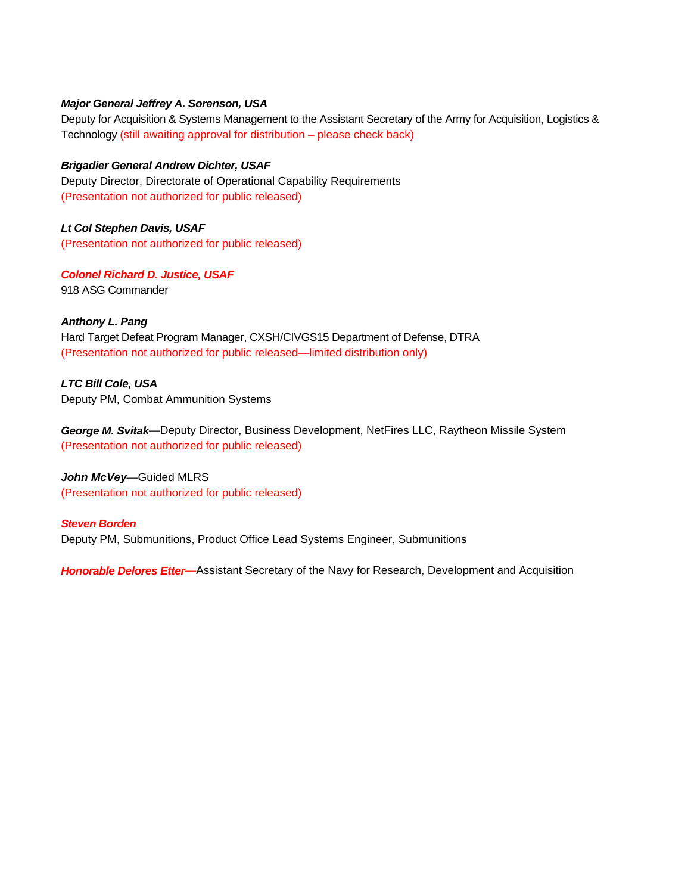***Major General Jeffrey A. Sorenson, USA***
Deputy for Acquisition & Systems Management to the Assistant Secretary of the Army for Acquisition, Logistics & Technology (still awaiting approval for distribution – please check back)

***Brigadier General Andrew Dichter, USAF***
Deputy Director, Directorate of Operational Capability Requirements
(Presentation not authorized for public released)

***Lt Col Stephen Davis, USAF***
(Presentation not authorized for public released)

***Colonel Richard D. Justice, USAF***
918 ASG Commander

***Anthony L. Pang***
Hard Target Defeat Program Manager, CXSH/CIVGS15 Department of Defense, DTRA
(Presentation not authorized for public released—limited distribution only)

***LTC Bill Cole, USA***
Deputy PM, Combat Ammunition Systems

***George M. Svitak***—Deputy Director, Business Development, NetFires LLC, Raytheon Missile System
(Presentation not authorized for public released)

***John McVey***—Guided MLRS
(Presentation not authorized for public released)

***Steven Borden***
Deputy PM, Submunitions, Product Office Lead Systems Engineer, Submunitions

***Honorable Delores Etter***—Assistant Secretary of the Navy for Research, Development and Acquisition